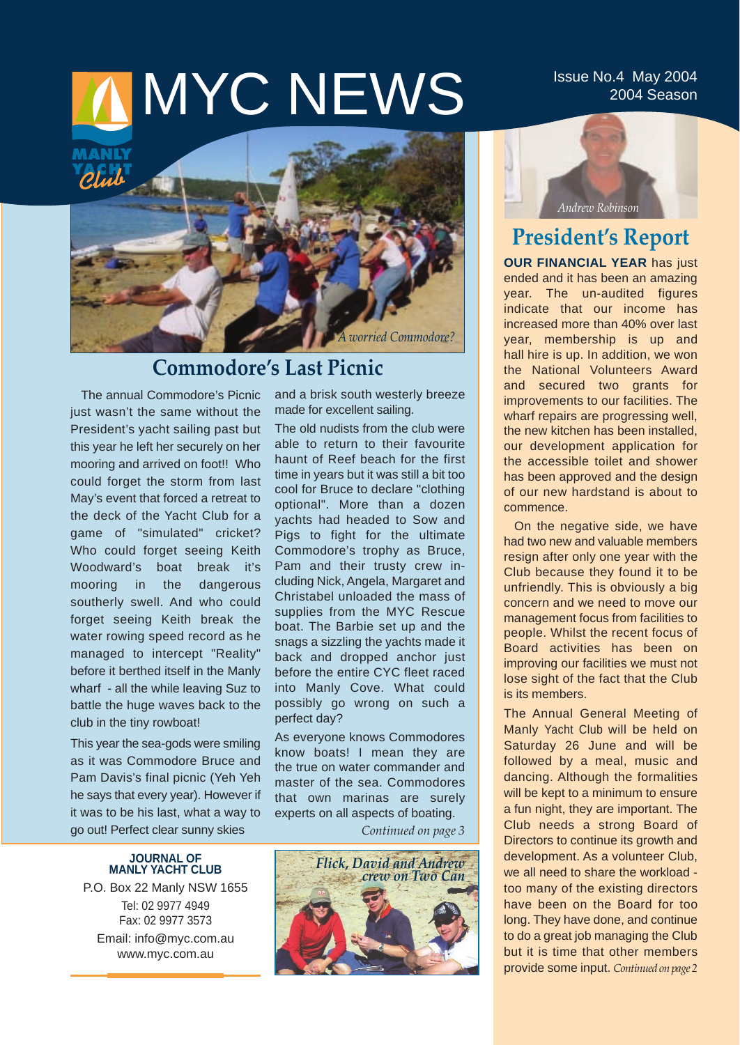# MYC NEWS

Issue No.4 May 2004
2004 Season

A worried Commodore?

## Commodore's Last Picnic

The annual Commodore's Picnic just wasn't the same without the President's yacht sailing past but this year he left her securely on her mooring and arrived on foot!! Who could forget the storm from last May's event that forced a retreat to the deck of the Yacht Club for a game of "simulated" cricket? Who could forget seeing Keith Woodward's boat break it's mooring in the dangerous southerly swell. And who could forget seeing Keith break the water rowing speed record as he managed to intercept "Reality" before it berthed itself in the Manly wharf - all the while leaving Suz to battle the huge waves back to the club in the tiny rowboat!

This year the sea-gods were smiling as it was Commodore Bruce and Pam Davis's final picnic (Yeh Yeh he says that every year). However if it was to be his last, what a way to go out! Perfect clear sunny skies and a brisk south westerly breeze made for excellent sailing.

The old nudists from the club were able to return to their favourite haunt of Reef beach for the first time in years but it was still a bit too cool for Bruce to declare "clothing optional". More than a dozen yachts had headed to Sow and Pigs to fight for the ultimate Commodore's trophy as Bruce, Pam and their trusty crew including Nick, Angela, Margaret and Christabel unloaded the mass of supplies from the MYC Rescue boat. The Barbie set up and the snags a sizzling the yachts made it back and dropped anchor just before the entire CYC fleet raced into Manly Cove. What could possibly go wrong on such a perfect day?

As everyone knows Commodores know boats! I mean they are the true on water commander and master of the sea. Commodores that own marinas are surely experts on all aspects of boating.

*Continued on page 3*

Flick, David and Andrew crew on Two Can

**JOURNAL OF MANLY YACHT CLUB**
P.O. Box 22 Manly NSW 1655
Tel: 02 9977 4949
Fax: 02 9977 3573
Email: info@myc.com.au
www.myc.com.au

*Andrew Robinson*

## President's Report

**OUR FINANCIAL YEAR** has just ended and it has been an amazing year. The un-audited figures indicate that our income has increased more than 40% over last year, membership is up and hall hire is up. In addition, we won the National Volunteers Award and secured two grants for improvements to our facilities. The wharf repairs are progressing well, the new kitchen has been installed, our development application for the accessible toilet and shower has been approved and the design of our new hardstand is about to commence.

On the negative side, we have had two new and valuable members resign after only one year with the Club because they found it to be unfriendly. This is obviously a big concern and we need to move our management focus from facilities to people. Whilst the recent focus of Board activities has been on improving our facilities we must not lose sight of the fact that the Club is its members.

The Annual General Meeting of Manly Yacht Club will be held on Saturday 26 June and will be followed by a meal, music and dancing. Although the formalities will be kept to a minimum to ensure a fun night, they are important. The Club needs a strong Board of Directors to continue its growth and development. As a volunteer Club, we all need to share the workload - too many of the existing directors have been on the Board for too long. They have done, and continue to do a great job managing the Club but it is time that other members provide some input. *Continued on page 2*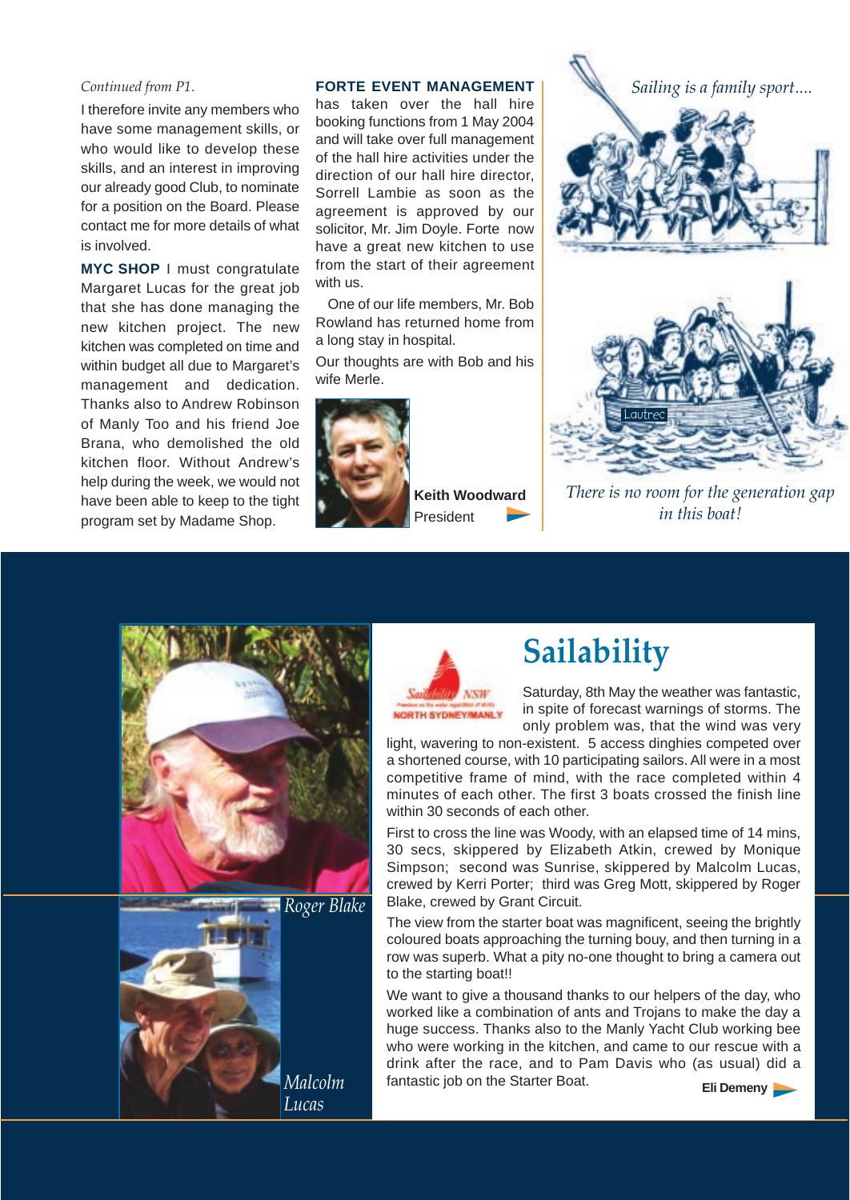*Continued from P1.*

I therefore invite any members who have some management skills, or who would like to develop these skills, and an interest in improving our already good Club, to nominate for a position on the Board. Please contact me for more details of what is involved.

**MYC SHOP** I must congratulate Margaret Lucas for the great job that she has done managing the new kitchen project. The new kitchen was completed on time and within budget all due to Margaret's management and dedication. Thanks also to Andrew Robinson of Manly Too and his friend Joe Brana, who demolished the old kitchen floor. Without Andrew's help during the week, we would not have been able to keep to the tight program set by Madame Shop.

**FORTE EVENT MANAGEMENT** has taken over the hall hire booking functions from 1 May 2004 and will take over full management of the hall hire activities under the direction of our hall hire director, Sorrell Lambie as soon as the agreement is approved by our solicitor, Mr. Jim Doyle. Forte now have a great new kitchen to use from the start of their agreement with us.

One of our life members, Mr. Bob Rowland has returned home from a long stay in hospital.

Our thoughts are with Bob and his wife Merle.

**Keith Woodward**
President

*Sailing is a family sport....*

*There is no room for the generation gap in this boat!*

# Sailability

Saturday, 8th May the weather was fantastic, in spite of forecast warnings of storms. The only problem was, that the wind was very light, wavering to non-existent. 5 access dinghies competed over a shortened course, with 10 participating sailors. All were in a most competitive frame of mind, with the race completed within 4 minutes of each other. The first 3 boats crossed the finish line within 30 seconds of each other.

First to cross the line was Woody, with an elapsed time of 14 mins, 30 secs, skippered by Elizabeth Atkin, crewed by Monique Simpson; second was Sunrise, skippered by Malcolm Lucas, crewed by Kerri Porter; third was Greg Mott, skippered by Roger Blake, crewed by Grant Circuit.

The view from the starter boat was magnificent, seeing the brightly coloured boats approaching the turning bouy, and then turning in a row was superb. What a pity no-one thought to bring a camera out to the starting boat!!

We want to give a thousand thanks to our helpers of the day, who worked like a combination of ants and Trojans to make the day a huge success. Thanks also to the Manly Yacht Club working bee who were working in the kitchen, and came to our rescue with a drink after the race, and to Pam Davis who (as usual) did a fantastic job on the Starter Boat.

**Eli Demeny**

*Roger Blake*

*Malcolm Lucas*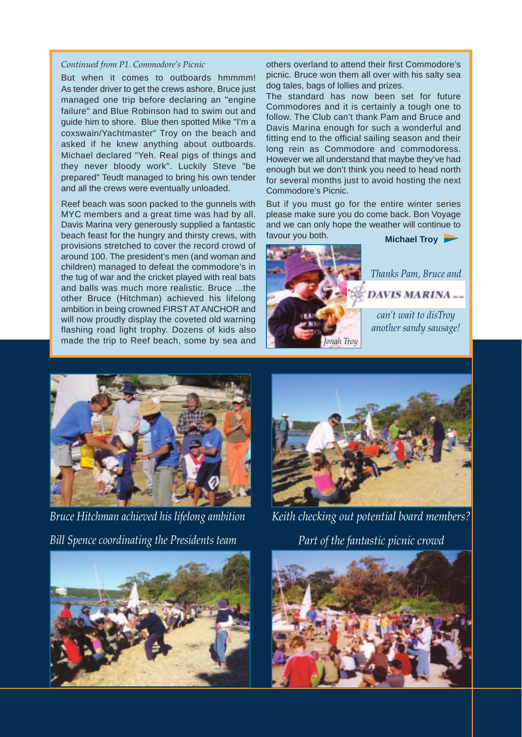*Continued from P1. Commodore's Picnic*

But when it comes to outboards hmmmm! As tender driver to get the crews ashore, Bruce just managed one trip before declaring an "engine failure" and Blue Robinson had to swim out and guide him to shore. Blue then spotted Mike "I'm a coxswain/Yachtmaster" Troy on the beach and asked if he knew anything about outboards. Michael declared "Yeh. Real pigs of things and they never bloody work". Luckily Steve "be prepared" Teudt managed to bring his own tender and all the crews were eventually unloaded.

Reef beach was soon packed to the gunnels with MYC members and a great time was had by all. Davis Marina very generously supplied a fantastic beach feast for the hungry and thirsty crews, with provisions stretched to cover the record crowd of around 100. The president's men (and woman and children) managed to defeat the commodore's in the tug of war and the cricket played with real bats and balls was much more realistic. Bruce ...the other Bruce (Hitchman) achieved his lifelong ambition in being crowned FIRST AT ANCHOR and will now proudly display the coveted old warning flashing road light trophy. Dozens of kids also made the trip to Reef beach, some by sea and others overland to attend their first Commodore's picnic. Bruce won them all over with his salty sea dog tales, bags of lollies and prizes.

The standard has now been set for future Commodores and it is certainly a tough one to follow. The Club can't thank Pam and Bruce and Davis Marina enough for such a wonderful and fitting end to the official sailing season and their long rein as Commodore and commodoress. However we all understand that maybe they've had enough but we don't think you need to head north for several months just to avoid hosting the next Commodore's Picnic.

But if you must go for the entire winter series please make sure you do come back. Bon Voyage and we can only hope the weather will continue to favour you both.

**Michael Troy**

*Jonah Troy*

*Thanks Pam, Bruce and*

DAVIS MARINA

*can't wait to disTroy another sandy sausage!*

*Bruce Hitchman achieved his lifelong ambition*

*Keith checking out potential board members?*

*Bill Spence coordinating the Presidents team*

*Part of the fantastic picnic crowd*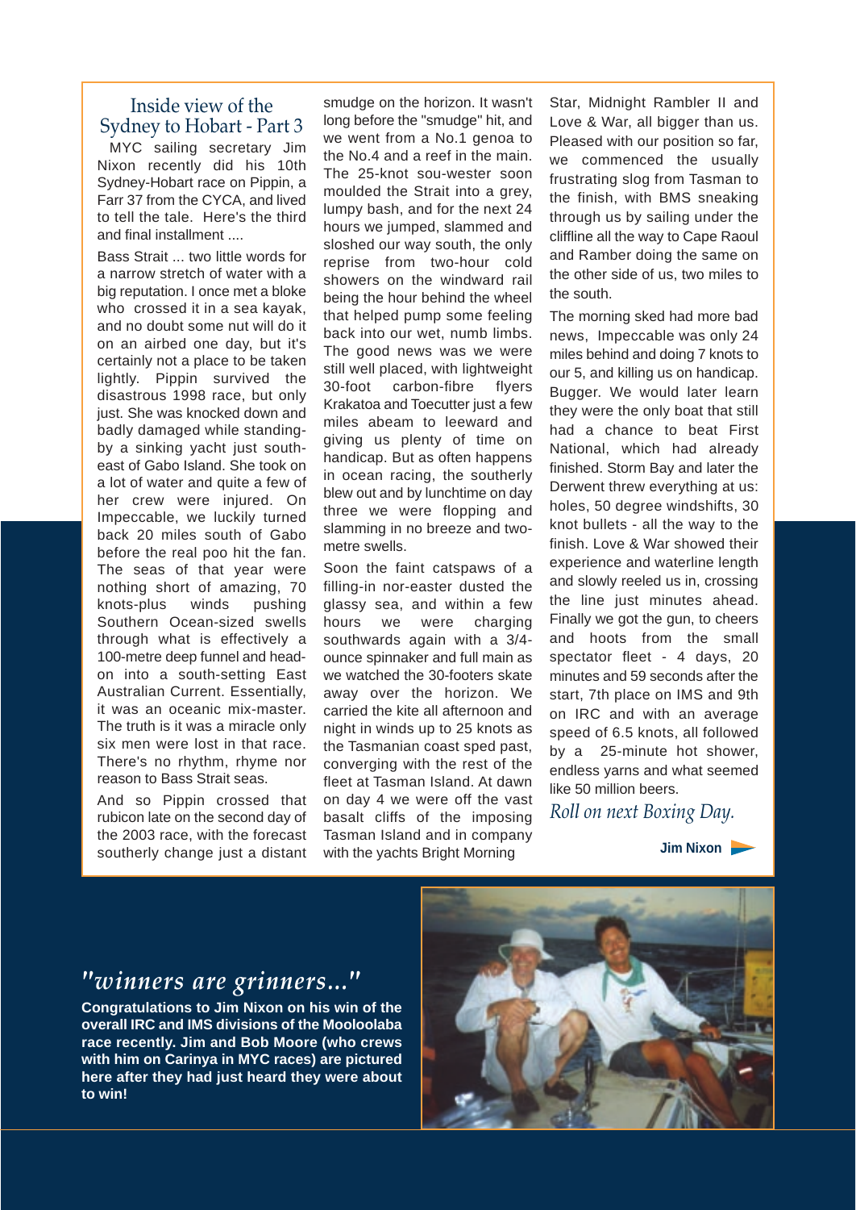## Inside view of the Sydney to Hobart - Part 3

MYC sailing secretary Jim Nixon recently did his 10th Sydney-Hobart race on Pippin, a Farr 37 from the CYCA, and lived to tell the tale. Here's the third and final installment ....

Bass Strait ... two little words for a narrow stretch of water with a big reputation. I once met a bloke who crossed it in a sea kayak, and no doubt some nut will do it on an airbed one day, but it's certainly not a place to be taken lightly. Pippin survived the disastrous 1998 race, but only just. She was knocked down and badly damaged while standing-by a sinking yacht just south-east of Gabo Island. She took on a lot of water and quite a few of her crew were injured. On Impeccable, we luckily turned back 20 miles south of Gabo before the real poo hit the fan. The seas of that year were nothing short of amazing, 70 knots-plus winds pushing Southern Ocean-sized swells through what is effectively a 100-metre deep funnel and head-on into a south-setting East Australian Current. Essentially, it was an oceanic mix-master. The truth is it was a miracle only six men were lost in that race. There's no rhythm, rhyme nor reason to Bass Strait seas.

And so Pippin crossed that rubicon late on the second day of the 2003 race, with the forecast southerly change just a distant smudge on the horizon. It wasn't long before the "smudge" hit, and we went from a No.1 genoa to the No.4 and a reef in the main. The 25-knot sou-wester soon moulded the Strait into a grey, lumpy bash, and for the next 24 hours we jumped, slammed and sloshed our way south, the only reprise from two-hour cold showers on the windward rail being the hour behind the wheel that helped pump some feeling back into our wet, numb limbs. The good news was we were still well placed, with lightweight 30-foot carbon-fibre flyers Krakatoa and Toecutter just a few miles abeam to leeward and giving us plenty of time on handicap. But as often happens in ocean racing, the southerly blew out and by lunchtime on day three we were flopping and slamming in no breeze and two-metre swells.

Soon the faint catspaws of a filling-in nor-easter dusted the glassy sea, and within a few hours we were charging southwards again with a 3/4-ounce spinnaker and full main as we watched the 30-footers skate away over the horizon. We carried the kite all afternoon and night in winds up to 25 knots as the Tasmanian coast sped past, converging with the rest of the fleet at Tasman Island. At dawn on day 4 we were off the vast basalt cliffs of the imposing Tasman Island and in company with the yachts Bright Morning Star, Midnight Rambler II and Love & War, all bigger than us. Pleased with our position so far, we commenced the usually frustrating slog from Tasman to the finish, with BMS sneaking through us by sailing under the cliffline all the way to Cape Raoul and Ramber doing the same on the other side of us, two miles to the south.

The morning sked had more bad news, Impeccable was only 24 miles behind and doing 7 knots to our 5, and killing us on handicap. Bugger. We would later learn they were the only boat that still had a chance to beat First National, which had already finished. Storm Bay and later the Derwent threw everything at us: holes, 50 degree windshifts, 30 knot bullets - all the way to the finish. Love & War showed their experience and waterline length and slowly reeled us in, crossing the line just minutes ahead. Finally we got the gun, to cheers and hoots from the small spectator fleet - 4 days, 20 minutes and 59 seconds after the start, 7th place on IMS and 9th on IRC and with an average speed of 6.5 knots, all followed by a 25-minute hot shower, endless yarns and what seemed like 50 million beers.

*Roll on next Boxing Day.*

**Jim Nixon**

## *"winners are grinners..."*

**Congratulations to Jim Nixon on his win of the overall IRC and IMS divisions of the Mooloolaba race recently. Jim and Bob Moore (who crews with him on Carinya in MYC races) are pictured here after they had just heard they were about to win!**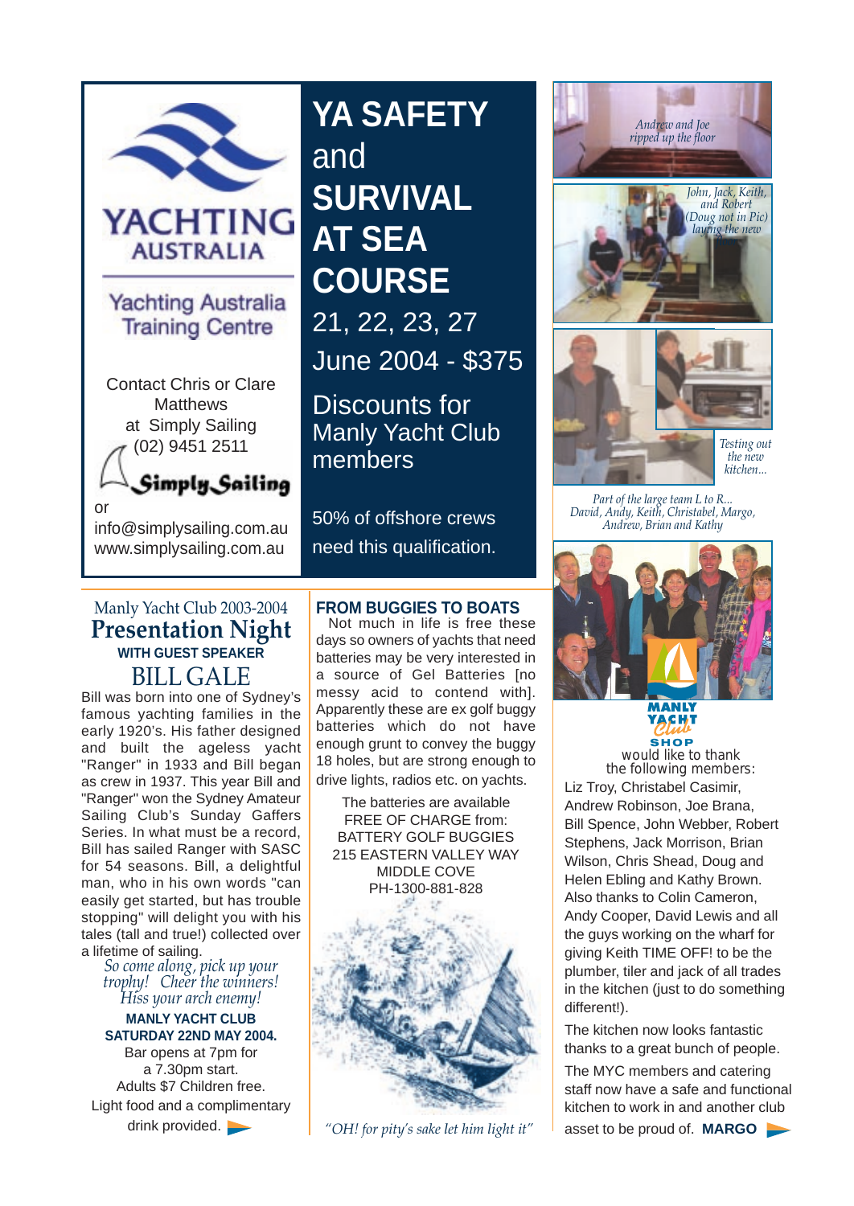YACHTING AUSTRALIA

Yachting Australia Training Centre

Contact Chris or Clare Matthews at Simply Sailing (02) 9451 2511

Simply Sailing

or

info@simplysailing.com.au
www.simplysailing.com.au

# YA SAFETY and SURVIVAL AT SEA COURSE

21, 22, 23, 27 June 2004 - $375

Discounts for Manly Yacht Club members

50% of offshore crews need this qualification.

*Andrew and Joe ripped up the floor*

*John, Jack, Keith, and Robert (Doug not in Pic) laying the new*

*Testing out the new kitchen...*

*Part of the large team L to R... David, Andy, Keith, Christabel, Margo, Andrew, Brian and Kathy*

Manly Yacht Club 2003-2004

## Presentation Night

**WITH GUEST SPEAKER**

### BILL GALE

Bill was born into one of Sydney's famous yachting families in the early 1920's. His father designed and built the ageless yacht "Ranger" in 1933 and Bill began as crew in 1937. This year Bill and "Ranger" won the Sydney Amateur Sailing Club's Sunday Gaffers Series. In what must be a record, Bill has sailed Ranger with SASC for 54 seasons. Bill, a delightful man, who in his own words "can easily get started, but has trouble stopping" will delight you with his tales (tall and true!) collected over a lifetime of sailing.

*So come along, pick up your trophy! Cheer the winners! Hiss your arch enemy!*

**MANLY YACHT CLUB SATURDAY 22ND MAY 2004.**

Bar opens at 7pm for a 7.30pm start.
Adults $7 Children free.
Light food and a complimentary drink provided.

## FROM BUGGIES TO BOATS

Not much in life is free these days so owners of yachts that need batteries may be very interested in a source of Gel Batteries [no messy acid to contend with]. Apparently these are ex golf buggy batteries which do not have enough grunt to convey the buggy 18 holes, but are strong enough to drive lights, radios etc. on yachts.

The batteries are available FREE OF CHARGE from:
BATTERY GOLF BUGGIES
215 EASTERN VALLEY WAY
MIDDLE COVE
PH-1300-881-828

*"OH! for pity's sake let him light it"*

MANLY YACHT Club SHOP would like to thank the following members:

Liz Troy, Christabel Casimir, Andrew Robinson, Joe Brana, Bill Spence, John Webber, Robert Stephens, Jack Morrison, Brian Wilson, Chris Shead, Doug and Helen Ebling and Kathy Brown. Also thanks to Colin Cameron, Andy Cooper, David Lewis and all the guys working on the wharf for giving Keith TIME OFF! to be the plumber, tiler and jack of all trades in the kitchen (just to do something different!).

The kitchen now looks fantastic thanks to a great bunch of people.

The MYC members and catering staff now have a safe and functional kitchen to work in and another club asset to be proud of. **MARGO**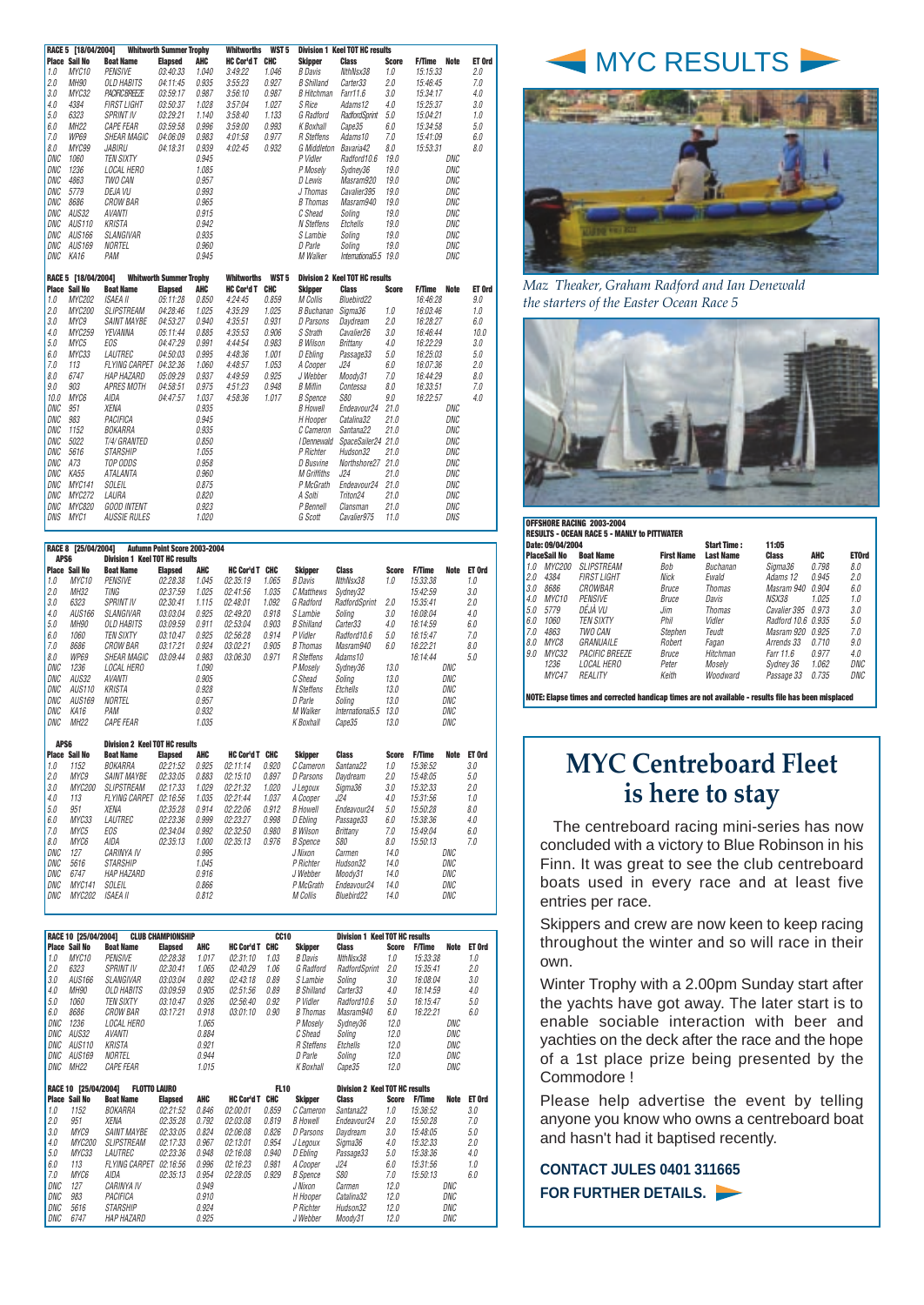## RACE 5 [18/04/2004] Whitworth Summer Trophy — Whitworths WST 5 — Division 1 Keel TOT HC results

| Place | Sail No | Boat Name | Elapsed | AHC | HC Cor'd T | CHC | Skipper | Class | Score | F/Time | Note | ET Ord |
|---|---|---|---|---|---|---|---|---|---|---|---|---|
| 1.0 | MYC10 | PENSIVE | 03:40.33 | 1.040 | 3:49:22 | 1.046 | B Davis | NthNsx38 | 1.0 | 15:15:33 | | 2.0 |
| 2.0 | MH90 | OLD HABITS | 04:11:45 | 0.935 | 3:55:23 | 0.927 | B Shilland | Carter33 | 2.0 | 15:46:45 | | 7.0 |
| 3.0 | MYC32 | PACIFICBREEZE | 03:59:17 | 0.987 | 3:56:10 | 0.987 | B Hitchman | Farr11.6 | 3.0 | 15:34:17 | | 4.0 |
| 4.0 | 4384 | FIRST LIGHT | 03:50:37 | 1.028 | 3:57:04 | 1.027 | S Rice | Adams12 | 4.0 | 15:25:37 | | 3.0 |
| 5.0 | 6323 | SPRINT IV | 03:29:21 | 1.140 | 3:58:40 | 1.133 | G Radford | RadfordSprint | 5.0 | 15:04:21 | | 1.0 |
| 6.0 | MH22 | CAPE FEAR | 03:59:58 | 0.996 | 3:59:00 | 0.993 | K Boxhall | Cape35 | 6.0 | 15:34:58 | | 5.0 |
| 7.0 | WP69 | SHEAR MAGIC | 04:06:09 | 0.983 | 4:01:58 | 0.977 | R Steffens | Adams10 | 7.0 | 15:41:09 | | 6.0 |
| 8.0 | MYC99 | JABIRU | 04:18:31 | 0.939 | 4:02:45 | 0.932 | G Middleton | Bavaria42 | 8.0 | 15:53:31 | | 8.0 |
| DNC | 1060 | TEN SIXTY | | 0.945 | | | P Vidler | Radford10.6 | 19.0 | | DNC | |
| DNC | 1236 | LOCAL HERO | | 1.085 | | | P Mosely | Sydney36 | 19.0 | | DNC | |
| DNC | 4863 | TWO CAN | | 0.957 | | | D Lewis | Masram920 | 19.0 | | DNC | |
| DNC | 5779 | DEJA VU | | 0.993 | | | J Thomas | Cavalier395 | 19.0 | | DNC | |
| DNC | 8686 | CROW BAR | | 0.965 | | | B Thomas | Masram940 | 19.0 | | DNC | |
| DNC | AUS32 | AVANTI | | 0.915 | | | C Shead | Soling | 19.0 | | DNC | |
| DNC | AUS110 | KRISTA | | 0.942 | | | N Steffens | Etchells | 19.0 | | DNC | |
| DNC | AUS166 | SLANGIVAR | | 0.935 | | | S Lambie | Soling | 19.0 | | DNC | |
| DNC | AUS169 | NORTEL | | 0.960 | | | D Parle | Soling | 19.0 | | DNC | |
| DNC | KA16 | PAM | | 0.945 | | | M Walker | International5.5 | 19.0 | | DNC | |

## RACE 5 [18/04/2004] Whitworth Summer Trophy — Whitworths WST 5 — Division 2 Keel TOT HC results

| Place | Sail No | Boat Name | Elapsed | AHC | HC Cor'd T | CHC | Skipper | Class | Score | F/Time | Note | ET Ord |
|---|---|---|---|---|---|---|---|---|---|---|---|---|
| 1.0 | MYC202 | ISAEA II | 05:11:28 | 0.850 | 4:24:45 | 0.859 | M Collis | Bluebird22 | | 16:46:28 | | 9.0 |
| 2.0 | MYC200 | SLIPSTREAM | 04:28:46 | 1.025 | 4:35:29 | 1.025 | B Buchanan | Sigma36 | 1.0 | 16:03:46 | | 1.0 |
| 3.0 | MYC9 | SAINT MAYBE | 04:53:27 | 0.940 | 4:35:51 | 0.931 | D Parsons | Daydream | 2.0 | 16:28:27 | | 6.0 |
| 4.0 | MYC259 | YEVANNA | 05:11:44 | 0.885 | 4:35:53 | 0.906 | S Strath | Cavalier26 | 3.0 | 16:46:44 | | 10.0 |
| 5.0 | MYC5 | EOS | 04:47:29 | 0.991 | 4:44:54 | 0.983 | B Wilson | Brittany | 4.0 | 16:22:29 | | 3.0 |
| 6.0 | MYC33 | LAUTREC | 04:50:03 | 0.995 | 4:48:36 | 1.001 | D Ebling | Passage33 | 5.0 | 16:25:03 | | 5.0 |
| 7.0 | 113 | FLYING CARPET | 04:32:36 | 1.060 | 4:48:57 | 1.053 | A Cooper | J24 | 6.0 | 16:07:36 | | 2.0 |
| 8.0 | 6747 | HAP HAZARD | 05:09:29 | 0.937 | 4:49:59 | 0.925 | J Webber | Moody31 | 7.0 | 16:44:29 | | 8.0 |
| 9.0 | 903 | APRES MOTH | 04:58:51 | 0.975 | 4:51:23 | 0.948 | B Miflin | Contessa | 8.0 | 16:33:51 | | 7.0 |
| 10.0 | MYC6 | AIDA | 04:47:57 | 1.037 | 4:58:36 | 1.017 | B Spence | S80 | 9.0 | 16:22:57 | | 4.0 |
| DNC | 951 | XENA | | 0.935 | | | B Howell | Endeavour24 | 21.0 | | DNC | |
| DNC | 983 | PACIFICA | | 0.945 | | | H Hooper | Catalina32 | 21.0 | | DNC | |
| DNC | 1152 | BOKARRA | | 0.935 | | | C Cameron | Santana22 | 21.0 | | DNC | |
| DNC | 5022 | T/4/ GRANTED | | 0.850 | | | I Dennewald | SpaceSailer24 | 21.0 | | DNC | |
| DNC | 5616 | STARSHIP | | 1.055 | | | P Richter | Hudson32 | 21.0 | | DNC | |
| DNC | A73 | TOP ODDS | | 0.958 | | | D Busvine | Northshore27 | 21.0 | | DNC | |
| DNC | KA55 | ATALANTA | | 0.960 | | | M Griffiths | J24 | 21.0 | | DNC | |
| DNC | MYC141 | SOLEIL | | 0.875 | | | P McGrath | Endeavour24 | 21.0 | | DNC | |
| DNC | MYC272 | LAURA | | 0.820 | | | A Solti | Triton24 | 21.0 | | DNC | |
| DNC | MYC820 | GOOD INTENT | | 0.923 | | | P Bennell | Clansman | 21.0 | | DNC | |
| DNS | MYC1 | AUSSIE RULES | | 1.020 | | | G Scott | Cavalier975 | 11.0 | | DNS | |

## RACE 8 [25/04/2004] Autumn Point Score 2003-2004 — APS6 — Division 1 Keel TOT HC results

| Place | Sail No | Boat Name | Elapsed | AHC | HC Cor'd T | CHC | Skipper | Class | Score | F/Time | Note | ET Ord |
|---|---|---|---|---|---|---|---|---|---|---|---|---|
| 1.0 | MYC10 | PENSIVE | 02:28:38 | 1.045 | 02:35:19 | 1.065 | B Davis | NthNsx38 | 1.0 | 15:33:38 | | 1.0 |
| 2.0 | MH82 | TING | 02:37:59 | 1.025 | 02:41:56 | 1.035 | C Matthews | Sydney32 | | 15:42:59 | | 3.0 |
| 3.0 | 6323 | SPRINT IV | 02:30:41 | 1.115 | 02:48:01 | 1.092 | G Radford | RadfordSprint | 2.0 | 15:35:41 | | 2.0 |
| 4.0 | AUS166 | SLANGIVAR | 03:03:04 | 0.925 | 02:49:20 | 0.918 | S Lambie | Soling | 3.0 | 16:08:04 | | 4.0 |
| 5.0 | MH90 | OLD HABITS | 03:09:59 | 0.911 | 02:53:04 | 0.903 | B Shilland | Carter33 | 4.0 | 16:14:59 | | 6.0 |
| 6.0 | 1060 | TEN SIXTY | 03:10:47 | 0.925 | 02:56:28 | 0.914 | P Vidler | Radford10.6 | 5.0 | 16:15:47 | | 7.0 |
| 7.0 | 8686 | CROW BAR | 03:17:21 | 0.924 | 03:02:21 | 0.905 | B Thomas | Masram940 | 6.0 | 16:22:21 | | 8.0 |
| 8.0 | WP69 | SHEAR MAGIC | 03:09:44 | 0.983 | 03:06:30 | 0.971 | R Steffens | Adams10 | | 16:14:44 | | 5.0 |
| DNC | 1236 | LOCAL HERO | | 1.090 | | | P Mosely | Sydney36 | 13.0 | | DNC | |
| DNC | AUS32 | AVANTI | | 0.905 | | | C Shead | Soling | 13.0 | | DNC | |
| DNC | AUS110 | KRISTA | | 0.928 | | | N Steffens | Etchells | 13.0 | | DNC | |
| DNC | AUS169 | NORTEL | | 0.957 | | | D Parle | Soling | 13.0 | | DNC | |
| DNC | KA16 | PAM | | 0.932 | | | M Walker | International5.5 | 13.0 | | DNC | |
| DNC | MH22 | CAPE FEAR | | 1.035 | | | K Boxhall | Cape35 | 13.0 | | DNC | |

## APS6 — Division 2 Keel TOT HC results

| Place | Sail No | Boat Name | Elapsed | AHC | HC Cor'd T | CHC | Skipper | Class | Score | F/Time | Note | ET Ord |
|---|---|---|---|---|---|---|---|---|---|---|---|---|
| 1.0 | 1152 | BOKARRA | 02:21:52 | 0.925 | 02:11:14 | 0.920 | C Cameron | Santana22 | 1.0 | 15:36:52 | | 3.0 |
| 2.0 | MYC9 | SAINT MAYBE | 02:33:05 | 0.883 | 02:15:10 | 0.897 | D Parsons | Daydream | 2.0 | 15:48:05 | | 5.0 |
| 3.0 | MYC200 | SLIPSTREAM | 02:17:33 | 1.029 | 02:21:32 | 1.020 | J Legoux | Sigma36 | 3.0 | 15:32:33 | | 2.0 |
| 4.0 | 113 | FLYING CARPET | 02:16:56 | 1.035 | 02:21:44 | 1.037 | A Cooper | J24 | 4.0 | 15:31:56 | | 1.0 |
| 5.0 | 951 | XENA | 02:35:28 | 0.914 | 02:22:06 | 0.912 | B Howell | Endeavour24 | 5.0 | 15:50:28 | | 8.0 |
| 6.0 | MYC33 | LAUTREC | 02:23:36 | 0.999 | 02:23:27 | 0.998 | D Ebling | Passage33 | 6.0 | 15:38:36 | | 4.0 |
| 7.0 | MYC5 | EOS | 02:34:04 | 0.992 | 02:32:50 | 0.980 | B Wilson | Brittany | 7.0 | 15:49:04 | | 6.0 |
| 8.0 | MYC6 | AIDA | 02:35:13 | 1.000 | 02:35:13 | 0.976 | B Spence | S80 | 8.0 | 15:50:13 | | 7.0 |
| DNC | 127 | CARINYA IV | | 0.995 | | | J Nixon | Carmen | 14.0 | | DNC | |
| DNC | 5616 | STARSHIP | | 1.045 | | | P Richter | Hudson32 | 14.0 | | DNC | |
| DNC | 6747 | HAP HAZARD | | 0.916 | | | J Webber | Moody31 | 14.0 | | DNC | |
| DNC | MYC141 | SOLEIL | | 0.866 | | | P McGrath | Endeavour24 | 14.0 | | DNC | |
| DNC | MYC202 | ISAEA II | | 0.812 | | | M Collis | Bluebird22 | 14.0 | | DNC | |

## RACE 10 [25/04/2004] CLUB CHAMPIONSHIP — CC10 — Division 1 Keel TOT HC results

| Place | Sail No | Boat Name | Elapsed | AHC | HC Cor'd T | CHC | Skipper | Class | Score | F/Time | Note | ET Ord |
|---|---|---|---|---|---|---|---|---|---|---|---|---|
| 1.0 | MYC10 | PENSIVE | 02:28:38 | 1.017 | 02:31:10 | 1.03 | B Davis | NthNsx38 | 1.0 | 15:33:38 | | 1.0 |
| 2.0 | 6323 | SPRINT IV | 02:30:41 | 1.065 | 02:40:29 | 1.06 | G Radford | RadfordSprint | 2.0 | 15:35:41 | | 2.0 |
| 3.0 | AUS166 | SLANGIVAR | 03:03:04 | 0.892 | 02:43:18 | 0.89 | S Lambie | Soling | 3.0 | 16:08:04 | | 3.0 |
| 4.0 | MH90 | OLD HABITS | 03:09:59 | 0.905 | 02:51:56 | 0.89 | B Shilland | Carter33 | 4.0 | 16:14:59 | | 4.0 |
| 5.0 | 1060 | TEN SIXTY | 03:10:47 | 0.926 | 02:56:40 | 0.92 | P Vidler | Radford10.6 | 5.0 | 16:15:47 | | 5.0 |
| 6.0 | 8686 | CROW BAR | 03:17:21 | 0.918 | 03:01:10 | 0.90 | B Thomas | Masram940 | 6.0 | 16:22:21 | | 6.0 |
| DNC | 1236 | LOCAL HERO | | 1.065 | | | P Mosely | Sydney36 | 12.0 | | DNC | |
| DNC | AUS32 | AVANTI | | 0.884 | | | C Shead | Soling | 12.0 | | DNC | |
| DNC | AUS110 | KRISTA | | 0.921 | | | R Steffens | Etchells | 12.0 | | DNC | |
| DNC | AUS169 | NORTEL | | 0.944 | | | D Parle | Soling | 12.0 | | DNC | |
| DNC | MH22 | CAPE FEAR | | 1.015 | | | K Boxhall | Cape35 | 12.0 | | DNC | |

## RACE 10 [25/04/2004] FLOTTO LAURO — FL10 — Division 2 Keel TOT HC results

| Place | Sail No | Boat Name | Elapsed | AHC | HC Cor'd T | CHC | Skipper | Class | Score | F/Time | Note | ET Ord |
|---|---|---|---|---|---|---|---|---|---|---|---|---|
| 1.0 | 1152 | BOKARRA | 02:21:52 | 0.846 | 02:00:01 | 0.859 | C Cameron | Santana22 | 1.0 | 15:36:52 | | 3.0 |
| 2.0 | 951 | XENA | 02:35:28 | 0.792 | 02:03:08 | 0.819 | B Howell | Endeavour24 | 2.0 | 15:50:28 | | 7.0 |
| 3.0 | MYC9 | SAINT MAYBE | 02:33:05 | 0.824 | 02:06:08 | 0.826 | D Parsons | Daydream | 3.0 | 15:48:05 | | 5.0 |
| 4.0 | MYC200 | SLIPSTREAM | 02:17:33 | 0.967 | 02:13:01 | 0.954 | J Legoux | Sigma36 | 4.0 | 15:32:33 | | 2.0 |
| 5.0 | MYC33 | LAUTREC | 02:23:36 | 0.948 | 02:16:08 | 0.940 | D Ebling | Passage33 | 5.0 | 15:38:36 | | 4.0 |
| 6.0 | 113 | FLYING CARPET | 02:16:56 | 0.996 | 02:16:23 | 0.981 | A Cooper | J24 | 6.0 | 15:31:56 | | 1.0 |
| 7.0 | MYC6 | AIDA | 02:35:13 | 0.954 | 02:28:05 | 0.929 | B Spence | S80 | 7.0 | 15:50:13 | | 6.0 |
| DNC | 127 | CARINYA IV | | 0.949 | | | J Nixon | Carmen | 12.0 | | DNC | |
| DNC | 983 | PACIFICA | | 0.910 | | | H Hooper | Catalina32 | 12.0 | | DNC | |
| DNC | 5616 | STARSHIP | | 0.924 | | | P Richter | Hudson32 | 12.0 | | DNC | |
| DNC | 6747 | HAP HAZARD | | 0.925 | | | J Webber | Moody31 | 12.0 | | DNC | |

# MYC RESULTS

*Maz Theaker, Graham Radford and Ian Denewald the starters of the Easter Ocean Race 5*

## OFFSHORE RACING 2003-2004
**RESULTS - OCEAN RACE 5 - MANLY to PITTWATER**

Date: 09/04/2004 — Start Time: 11:05

| Place | Sail No | Boat Name | First Name | Last Name | Class | AHC | ETOrd |
|---|---|---|---|---|---|---|---|
| 1.0 | MYC200 | SLIPSTREAM | Bob | Buchanan | Sigma36 | 0.798 | 8.0 |
| 2.0 | 4384 | FIRST LIGHT | Nick | Ewald | Adams 12 | 0.945 | 2.0 |
| 3.0 | 8686 | CROWBAR | Bruce | Thomas | Masram 940 | 0.904 | 6.0 |
| 4.0 | MYC10 | PENSIVE | Bruce | Davis | NSX38 | 1.025 | 1.0 |
| 5.0 | 5779 | DÉJÀ VU | Jim | Thomas | Cavalier 395 | 0.973 | 3.0 |
| 6.0 | 1060 | TEN SIXTY | Phil | Vidler | Radford 10.6 | 0.935 | 5.0 |
| 7.0 | 4863 | TWO CAN | Stephen | Teudt | Masram 920 | 0.925 | 7.0 |
| 8.0 | MYC8 | GRANUAILE | Robert | Fagan | Arrends 33 | 0.710 | 9.0 |
| 9.0 | MYC32 | PACIFIC BREEZE | Bruce | Hitchman | Farr 11.6 | 0.977 | 4.0 |
| | 1236 | LOCAL HERO | Peter | Mosely | Sydney 36 | 1.062 | DNC |
| | MYC47 | REALITY | Keith | Woodward | Passage 33 | 0.735 | DNC |

NOTE: Elapse times and corrected handicap times are not available - results file has been misplaced

# MYC Centreboard Fleet is here to stay

The centreboard racing mini-series has now concluded with a victory to Blue Robinson in his Finn. It was great to see the club centreboard boats used in every race and at least five entries per race.

Skippers and crew are now keen to keep racing throughout the winter and so will race in their own.

Winter Trophy with a 2.00pm Sunday start after the yachts have got away. The later start is to enable sociable interaction with beer and yachties on the deck after the race and the hope of a 1st place prize being presented by the Commodore !

Please help advertise the event by telling anyone you know who owns a centreboard boat and hasn't had it baptised recently.

**CONTACT JULES 0401 311665 FOR FURTHER DETAILS.**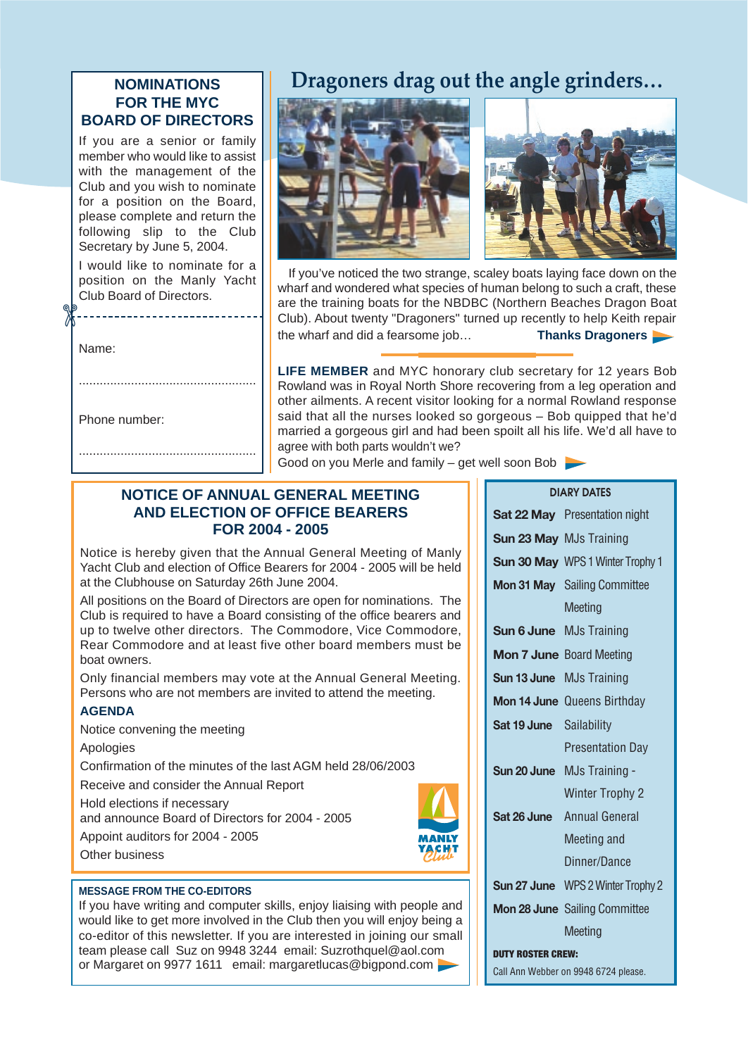## NOMINATIONS FOR THE MYC BOARD OF DIRECTORS

If you are a senior or family member who would like to assist with the management of the Club and you wish to nominate for a position on the Board, please complete and return the following slip to the Club Secretary by June 5, 2004.

I would like to nominate for a position on the Manly Yacht Club Board of Directors.

Name:

..................................................

Phone number:

..................................................

# Dragoners drag out the angle grinders…

If you've noticed the two strange, scaley boats laying face down on the wharf and wondered what species of human belong to such a craft, these are the training boats for the NBDBC (Northern Beaches Dragon Boat Club). About twenty "Dragoners" turned up recently to help Keith repair the wharf and did a fearsome job… **Thanks Dragoners**

**LIFE MEMBER** and MYC honorary club secretary for 12 years Bob Rowland was in Royal North Shore recovering from a leg operation and other ailments. A recent visitor looking for a normal Rowland response said that all the nurses looked so gorgeous – Bob quipped that he'd married a gorgeous girl and had been spoilt all his life. We'd all have to agree with both parts wouldn't we?

Good on you Merle and family – get well soon Bob

## NOTICE OF ANNUAL GENERAL MEETING AND ELECTION OF OFFICE BEARERS FOR 2004 - 2005

Notice is hereby given that the Annual General Meeting of Manly Yacht Club and election of Office Bearers for 2004 - 2005 will be held at the Clubhouse on Saturday 26th June 2004.

All positions on the Board of Directors are open for nominations. The Club is required to have a Board consisting of the office bearers and up to twelve other directors. The Commodore, Vice Commodore, Rear Commodore and at least five other board members must be boat owners.

Only financial members may vote at the Annual General Meeting. Persons who are not members are invited to attend the meeting.

### AGENDA

Notice convening the meeting

Apologies

Confirmation of the minutes of the last AGM held 28/06/2003

Receive and consider the Annual Report

Hold elections if necessary
and announce Board of Directors for 2004 - 2005

Appoint auditors for 2004 - 2005

Other business

MANLY YACHT Club

### DIARY DATES

| | |
|---|---|
| **Sat 22 May** | Presentation night |
| **Sun 23 May** | MJs Training |
| **Sun 30 May** | WPS 1 Winter Trophy 1 |
| **Mon 31 May** | Sailing Committee Meeting |
| **Sun 6 June** | MJs Training |
| **Mon 7 June** | Board Meeting |
| **Sun 13 June** | MJs Training |
| **Mon 14 June** | Queens Birthday |
| **Sat 19 June** | Sailability Presentation Day |
| **Sun 20 June** | MJs Training - Winter Trophy 2 |
| **Sat 26 June** | Annual General Meeting and Dinner/Dance |
| **Sun 27 June** | WPS 2 Winter Trophy 2 |
| **Mon 28 June** | Sailing Committee Meeting |

**DUTY ROSTER CREW:**
Call Ann Webber on 9948 6724 please.

### MESSAGE FROM THE CO-EDITORS

If you have writing and computer skills, enjoy liaising with people and would like to get more involved in the Club then you will enjoy being a co-editor of this newsletter. If you are interested in joining our small team please call Suz on 9948 3244 email: Suzrothquel@aol.com or Margaret on 9977 1611 email: margaretlucas@bigpond.com